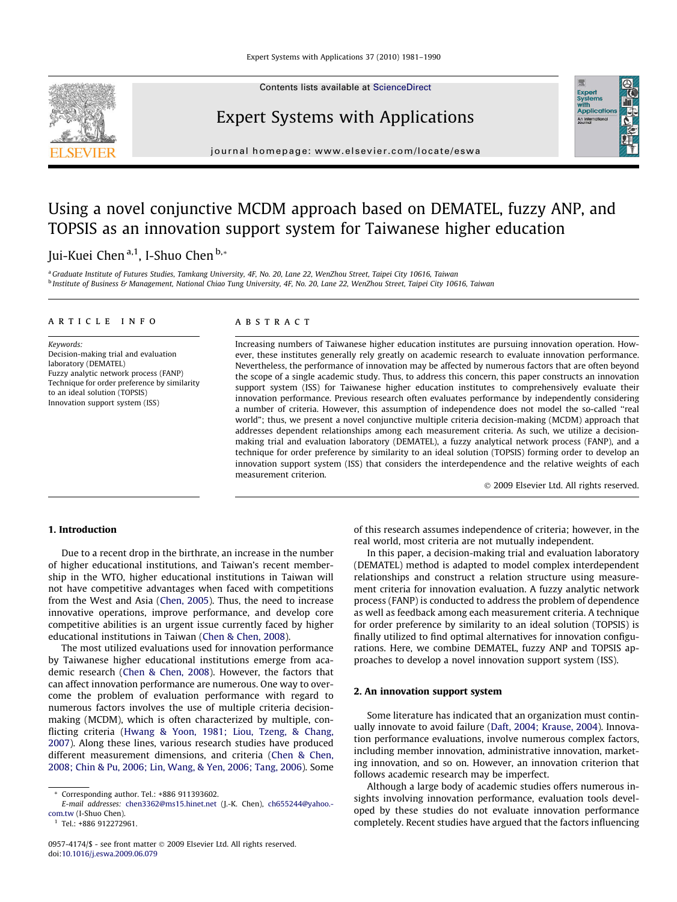# Using a novel conjunctive MCDM approach based on DEMATEL, fuzzy ANP, and TOPSIS as an innovation support system for Taiwanese higher education

Jui-Kuei Chen [a,1], I-Shuo Chen [b,*]

[a] Graduate Institute of Futures Studies, Tamkang University, 4F, No. 20, Lane 22, WenZhou Street, Taipei City 10616, Taiwan
[b] Institute of Business & Management, National Chiao Tung University, 4F, No. 20, Lane 22, WenZhou Street, Taipei City 10616, Taiwan

## ARTICLE INFO

*Keywords:*
Decision-making trial and evaluation laboratory (DEMATEL)
Fuzzy analytic network process (FANP)
Technique for order preference by similarity to an ideal solution (TOPSIS)
Innovation support system (ISS)

## ABSTRACT

Increasing numbers of Taiwanese higher education institutes are pursuing innovation operation. However, these institutes generally rely greatly on academic research to evaluate innovation performance. Nevertheless, the performance of innovation may be affected by numerous factors that are often beyond the scope of a single academic study. Thus, to address this concern, this paper constructs an innovation support system (ISS) for Taiwanese higher education institutes to comprehensively evaluate their innovation performance. Previous research often evaluates performance by independently considering a number of criteria. However, this assumption of independence does not model the so-called "real world"; thus, we present a novel conjunctive multiple criteria decision-making (MCDM) approach that addresses dependent relationships among each measurement criteria. As such, we utilize a decision-making trial and evaluation laboratory (DEMATEL), a fuzzy analytical network process (FANP), and a technique for order preference by similarity to an ideal solution (TOPSIS) forming order to develop an innovation support system (ISS) that considers the interdependence and the relative weights of each measurement criterion.

© 2009 Elsevier Ltd. All rights reserved.

## 1. Introduction

Due to a recent drop in the birthrate, an increase in the number of higher educational institutions, and Taiwan's recent membership in the WTO, higher educational institutions in Taiwan will not have competitive advantages when faced with competitions from the West and Asia (Chen, 2005). Thus, the need to increase innovative operations, improve performance, and develop core competitive abilities is an urgent issue currently faced by higher educational institutions in Taiwan (Chen & Chen, 2008).

The most utilized evaluations used for innovation performance by Taiwanese higher educational institutions emerge from academic research (Chen & Chen, 2008). However, the factors that can affect innovation performance are numerous. One way to overcome the problem of evaluation performance with regard to numerous factors involves the use of multiple criteria decision-making (MCDM), which is often characterized by multiple, conflicting criteria (Hwang & Yoon, 1981; Liou, Tzeng, & Chang, 2007). Along these lines, various research studies have produced different measurement dimensions, and criteria (Chen & Chen, 2008; Chin & Pu, 2006; Lin, Wang, & Yen, 2006; Tang, 2006). Some of this research assumes independence of criteria; however, in the real world, most criteria are not mutually independent.

In this paper, a decision-making trial and evaluation laboratory (DEMATEL) method is adapted to model complex interdependent relationships and construct a relation structure using measurement criteria for innovation evaluation. A fuzzy analytic network process (FANP) is conducted to address the problem of dependence as well as feedback among each measurement criteria. A technique for order preference by similarity to an ideal solution (TOPSIS) is finally utilized to find optimal alternatives for innovation configurations. Here, we combine DEMATEL, fuzzy ANP and TOPSIS approaches to develop a novel innovation support system (ISS).

## 2. An innovation support system

Some literature has indicated that an organization must continually innovate to avoid failure (Daft, 2004; Krause, 2004). Innovation performance evaluations, involve numerous complex factors, including member innovation, administrative innovation, marketing innovation, and so on. However, an innovation criterion that follows academic research may be imperfect.

Although a large body of academic studies offers numerous insights involving innovation performance, evaluation tools developed by these studies do not evaluate innovation performance completely. Recent studies have argued that the factors influencing

---

* Corresponding author. Tel.: +886 911393602.
*E-mail addresses:* chen3362@ms15.hinet.net (J.-K. Chen), ch655244@yahoo.com.tw (I-Shuo Chen).
[1] Tel.: +886 912272961.

0957-4174/$ - see front matter © 2009 Elsevier Ltd. All rights reserved.
doi:10.1016/j.eswa.2009.06.079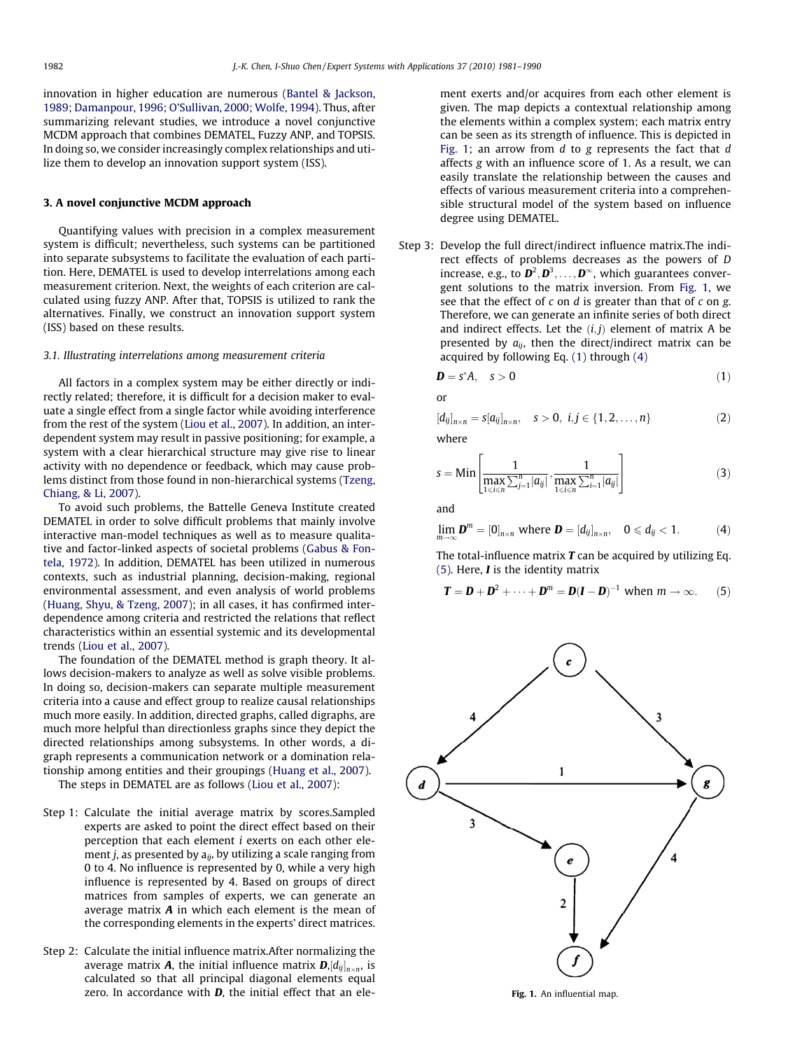innovation in higher education are numerous (Bantel & Jackson, 1989; Damanpour, 1996; O'Sullivan, 2000; Wolfe, 1994). Thus, after summarizing relevant studies, we introduce a novel conjunctive MCDM approach that combines DEMATEL, Fuzzy ANP, and TOPSIS. In doing so, we consider increasingly complex relationships and utilize them to develop an innovation support system (ISS).

## 3. A novel conjunctive MCDM approach

Quantifying values with precision in a complex measurement system is difficult; nevertheless, such systems can be partitioned into separate subsystems to facilitate the evaluation of each partition. Here, DEMATEL is used to develop interrelations among each measurement criterion. Next, the weights of each criterion are calculated using fuzzy ANP. After that, TOPSIS is utilized to rank the alternatives. Finally, we construct an innovation support system (ISS) based on these results.

### 3.1. Illustrating interrelations among measurement criteria

All factors in a complex system may be either directly or indirectly related; therefore, it is difficult for a decision maker to evaluate a single effect from a single factor while avoiding interference from the rest of the system (Liou et al., 2007). In addition, an interdependent system may result in passive positioning; for example, a system with a clear hierarchical structure may give rise to linear activity with no dependence or feedback, which may cause problems distinct from those found in non-hierarchical systems (Tzeng, Chiang, & Li, 2007).

To avoid such problems, the Battelle Geneva Institute created DEMATEL in order to solve difficult problems that mainly involve interactive man-model techniques as well as to measure qualitative and factor-linked aspects of societal problems (Gabus & Fontela, 1972). In addition, DEMATEL has been utilized in numerous contexts, such as industrial planning, decision-making, regional environmental assessment, and even analysis of world problems (Huang, Shyu, & Tzeng, 2007); in all cases, it has confirmed interdependence among criteria and restricted the relations that reflect characteristics within an essential systemic and its developmental trends (Liou et al., 2007).

The foundation of the DEMATEL method is graph theory. It allows decision-makers to analyze as well as solve visible problems. In doing so, decision-makers can separate multiple measurement criteria into a cause and effect group to realize causal relationships much more easily. In addition, directed graphs, called digraphs, are much more helpful than directionless graphs since they depict the directed relationships among subsystems. In other words, a digraph represents a communication network or a domination relationship among entities and their groupings (Huang et al., 2007).

The steps in DEMATEL are as follows (Liou et al., 2007):

Step 1: Calculate the initial average matrix by scores.Sampled experts are asked to point the direct effect based on their perception that each element $i$ exerts on each other element $j$, as presented by $a_{ij}$, by utilizing a scale ranging from 0 to 4. No influence is represented by 0, while a very high influence is represented by 4. Based on groups of direct matrices from samples of experts, we can generate an average matrix $\boldsymbol{A}$ in which each element is the mean of the corresponding elements in the experts' direct matrices.

Step 2: Calculate the initial influence matrix.After normalizing the average matrix $\boldsymbol{A}$, the initial influence matrix $\boldsymbol{D}$,$[d_{ij}]_{n\times n}$, is calculated so that all principal diagonal elements equal zero. In accordance with $\boldsymbol{D}$, the initial effect that an element exerts and/or acquires from each other element is given. The map depicts a contextual relationship among the elements within a complex system; each matrix entry can be seen as its strength of influence. This is depicted in Fig. 1; an arrow from $d$ to $g$ represents the fact that $d$ affects $g$ with an influence score of 1. As a result, we can easily translate the relationship between the causes and effects of various measurement criteria into a comprehensible structural model of the system based on influence degree using DEMATEL.

Step 3: Develop the full direct/indirect influence matrix.The indirect effects of problems decreases as the powers of $D$ increase, e.g., to $\boldsymbol{D}^2, \boldsymbol{D}^3, \ldots, \boldsymbol{D}^\infty$, which guarantees convergent solutions to the matrix inversion. From Fig. 1, we see that the effect of $c$ on $d$ is greater than that of $c$ on $g$. Therefore, we can generate an infinite series of both direct and indirect effects. Let the $(i,j)$ element of matrix A be presented by $a_{ij}$, then the direct/indirect matrix can be acquired by following Eq. (1) through (4)

$$\boldsymbol{D} = s^{*}A, \quad s > 0 \tag{1}$$

or

$$[d_{ij}]_{n\times n} = s[a_{ij}]_{n\times n}, \quad s > 0,\ i,j \in \{1,2,\ldots,n\} \tag{2}$$

where

$$s = \text{Min}\left[\frac{1}{\max\limits_{1\leqslant i\leqslant n}\sum_{j=1}^{n}|a_{ij}|}, \frac{1}{\max\limits_{1\leqslant i\leqslant n}\sum_{i=1}^{n}|a_{ij}|}\right] \tag{3}$$

and

$$\lim_{m\to\infty} \boldsymbol{D}^m = [0]_{n\times n} \text{ where } \boldsymbol{D} = [d_{ij}]_{n\times n}, \quad 0 \leqslant d_{ij} < 1. \tag{4}$$

The total-influence matrix $\boldsymbol{T}$ can be acquired by utilizing Eq. (5). Here, $\boldsymbol{I}$ is the identity matrix

$$\boldsymbol{T} = \boldsymbol{D} + \boldsymbol{D}^2 + \cdots + \boldsymbol{D}^m = \boldsymbol{D}(\boldsymbol{I} - \boldsymbol{D})^{-1} \text{ when } m \to \infty. \tag{5}$$

**Fig. 1.** An influential map.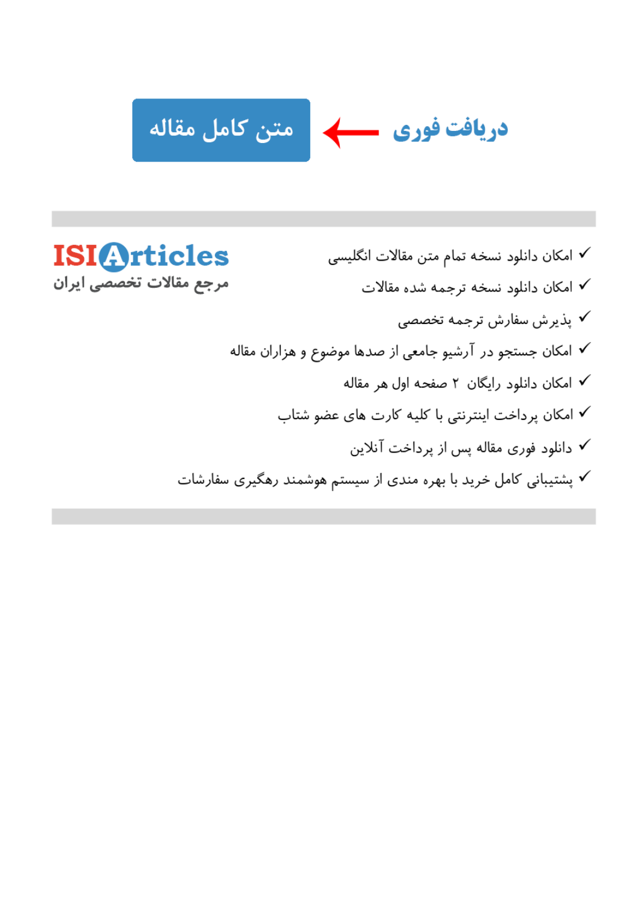دریافت فوری ← متن کامل مقاله

**ISIArticles**
مرجع مقالات تخصصی ایران

- ✓ امکان دانلود نسخه تمام متن مقالات انگلیسی
- ✓ امکان دانلود نسخه ترجمه شده مقالات
- ✓ پذیرش سفارش ترجمه تخصصی
- ✓ امکان جستجو در آرشیو جامعی از صدها موضوع و هزاران مقاله
- ✓ امکان دانلود رایگان ۲ صفحه اول هر مقاله
- ✓ امکان پرداخت اینترنتی با کلیه کارت های عضو شتاب
- ✓ دانلود فوری مقاله پس از پرداخت آنلاین
- ✓ پشتیبانی کامل خرید با بهره مندی از سیستم هوشمند رهگیری سفارشات